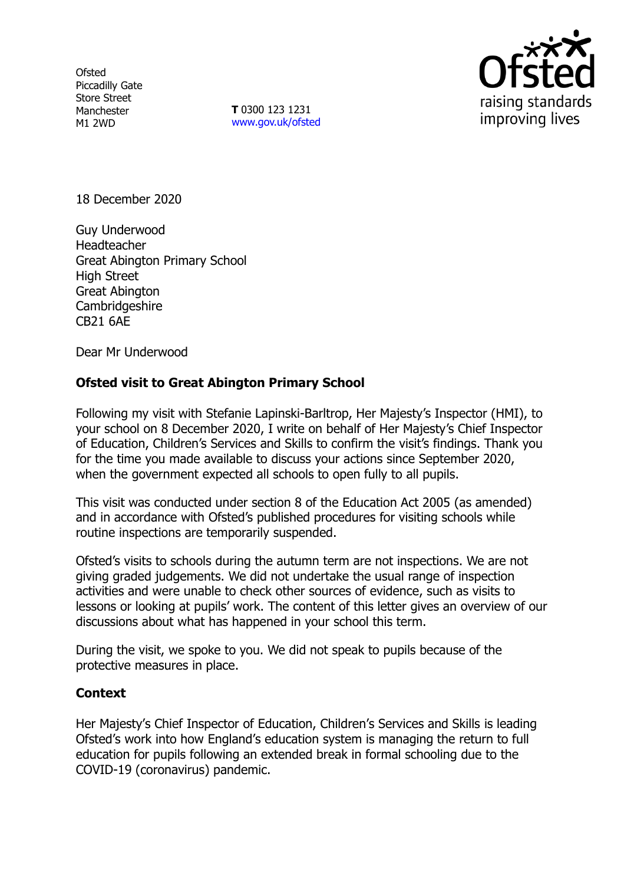Ofsted
Piccadilly Gate
Store Street
Manchester
M1 2WD

**T** 0300 123 1231
www.gov.uk/ofsted

18 December 2020

Guy Underwood
Headteacher
Great Abington Primary School
High Street
Great Abington
Cambridgeshire
CB21 6AE

Dear Mr Underwood

**Ofsted visit to Great Abington Primary School**

Following my visit with Stefanie Lapinski-Barltrop, Her Majesty's Inspector (HMI), to your school on 8 December 2020, I write on behalf of Her Majesty's Chief Inspector of Education, Children's Services and Skills to confirm the visit's findings. Thank you for the time you made available to discuss your actions since September 2020, when the government expected all schools to open fully to all pupils.

This visit was conducted under section 8 of the Education Act 2005 (as amended) and in accordance with Ofsted's published procedures for visiting schools while routine inspections are temporarily suspended.

Ofsted's visits to schools during the autumn term are not inspections. We are not giving graded judgements. We did not undertake the usual range of inspection activities and were unable to check other sources of evidence, such as visits to lessons or looking at pupils' work. The content of this letter gives an overview of our discussions about what has happened in your school this term.

During the visit, we spoke to you. We did not speak to pupils because of the protective measures in place.

**Context**

Her Majesty's Chief Inspector of Education, Children's Services and Skills is leading Ofsted's work into how England's education system is managing the return to full education for pupils following an extended break in formal schooling due to the COVID-19 (coronavirus) pandemic.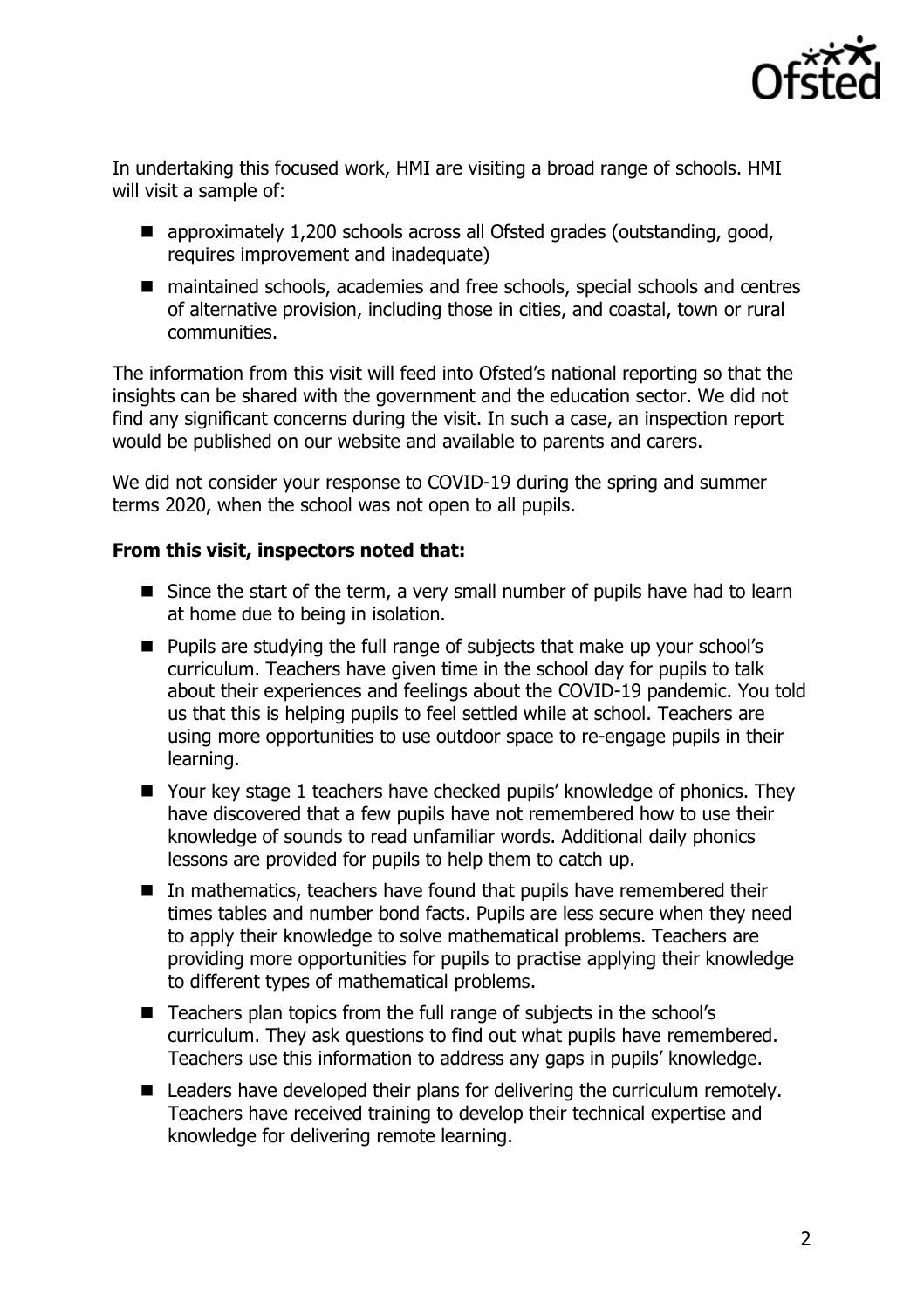In undertaking this focused work, HMI are visiting a broad range of schools. HMI will visit a sample of:

- approximately 1,200 schools across all Ofsted grades (outstanding, good, requires improvement and inadequate)
- maintained schools, academies and free schools, special schools and centres of alternative provision, including those in cities, and coastal, town or rural communities.

The information from this visit will feed into Ofsted's national reporting so that the insights can be shared with the government and the education sector. We did not find any significant concerns during the visit. In such a case, an inspection report would be published on our website and available to parents and carers.

We did not consider your response to COVID-19 during the spring and summer terms 2020, when the school was not open to all pupils.

**From this visit, inspectors noted that:**

- Since the start of the term, a very small number of pupils have had to learn at home due to being in isolation.
- Pupils are studying the full range of subjects that make up your school's curriculum. Teachers have given time in the school day for pupils to talk about their experiences and feelings about the COVID-19 pandemic. You told us that this is helping pupils to feel settled while at school. Teachers are using more opportunities to use outdoor space to re-engage pupils in their learning.
- Your key stage 1 teachers have checked pupils' knowledge of phonics. They have discovered that a few pupils have not remembered how to use their knowledge of sounds to read unfamiliar words. Additional daily phonics lessons are provided for pupils to help them to catch up.
- In mathematics, teachers have found that pupils have remembered their times tables and number bond facts. Pupils are less secure when they need to apply their knowledge to solve mathematical problems. Teachers are providing more opportunities for pupils to practise applying their knowledge to different types of mathematical problems.
- Teachers plan topics from the full range of subjects in the school's curriculum. They ask questions to find out what pupils have remembered. Teachers use this information to address any gaps in pupils' knowledge.
- Leaders have developed their plans for delivering the curriculum remotely. Teachers have received training to develop their technical expertise and knowledge for delivering remote learning.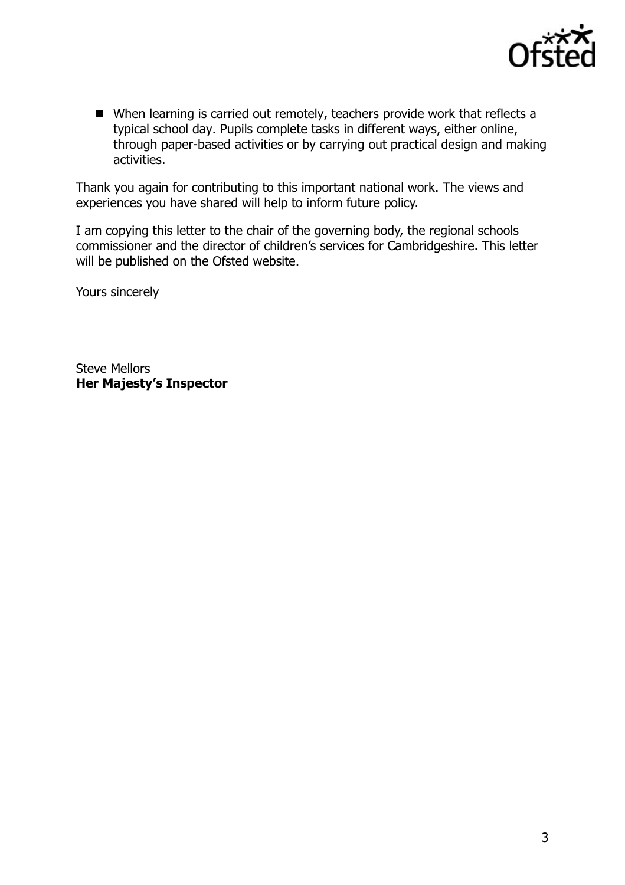- When learning is carried out remotely, teachers provide work that reflects a typical school day. Pupils complete tasks in different ways, either online, through paper-based activities or by carrying out practical design and making activities.

Thank you again for contributing to this important national work. The views and experiences you have shared will help to inform future policy.

I am copying this letter to the chair of the governing body, the regional schools commissioner and the director of children's services for Cambridgeshire. This letter will be published on the Ofsted website.

Yours sincerely

Steve Mellors
**Her Majesty's Inspector**